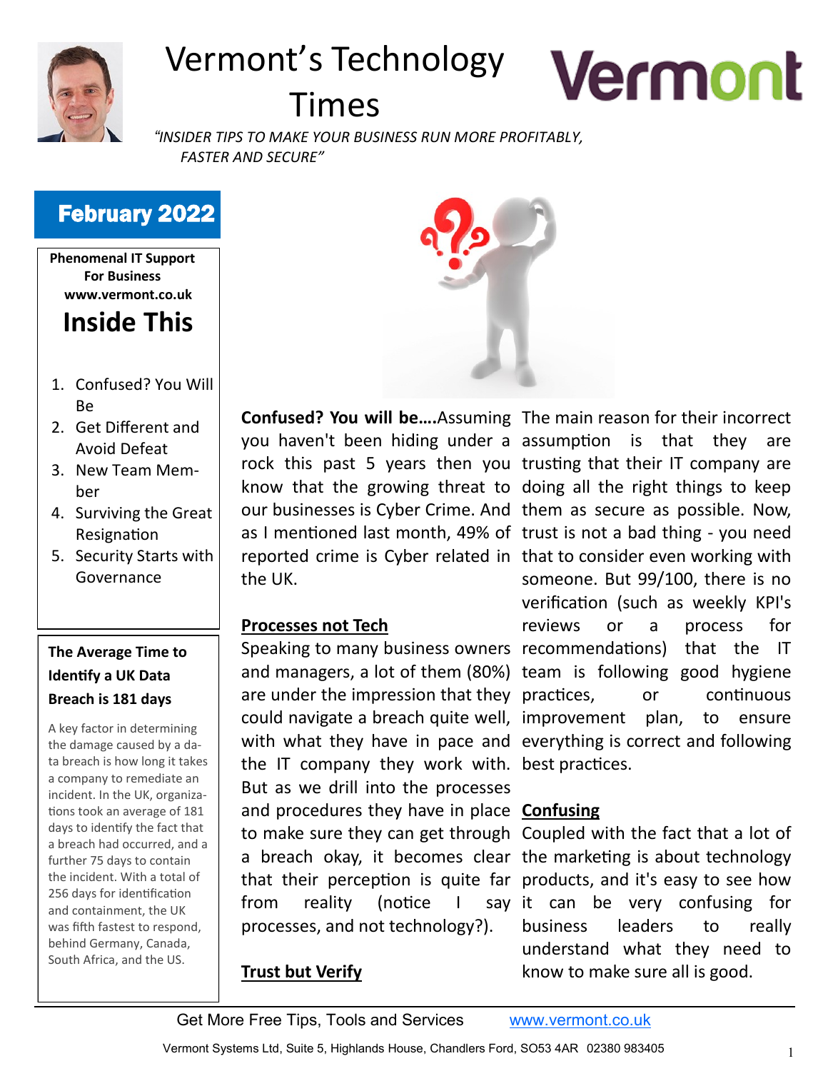// Vermont's Technology Times

*"INSIDER TIPS TO MAKE YOUR BUSINESS RUN MORE PROFITABLY, FASTER AND SECURE"*

## February 2022

**Phenomenal IT Support For Business www.vermont.co.uk**

## Inside This

1. Confused? You Will Be
2. Get Different and Avoid Defeat
3. New Team Member
4. Surviving the Great Resignation
5. Security Starts with Governance

### The Average Time to Identify a UK Data Breach is 181 days

A key factor in determining the damage caused by a data breach is how long it takes a company to remediate an incident. In the UK, organizations took an average of 181 days to identify the fact that a breach had occurred, and a further 75 days to contain the incident. With a total of 256 days for identification and containment, the UK was fifth fastest to respond, behind Germany, Canada, South Africa, and the US.

**Confused? You will be….**Assuming you haven't been hiding under a rock this past 5 years then you know that the growing threat to our businesses is Cyber Crime. And as I mentioned last month, 49% of reported crime is Cyber related in the UK.

### Processes not Tech

Speaking to many business owners and managers, a lot of them (80%) are under the impression that they could navigate a breach quite well, with what they have in pace and the IT company they work with. But as we drill into the processes and procedures they have in place to make sure they can get through a breach okay, it becomes clear that their perception is quite far from reality (notice I say processes, and not technology?).

### Trust but Verify

The main reason for their incorrect assumption is that they are trusting that their IT company are doing all the right things to keep them as secure as possible. Now, trust is not a bad thing - you need that to consider even working with someone. But 99/100, there is no verification (such as weekly KPI's reviews or a process for recommendations) that the IT team is following good hygiene practices, or continuous improvement plan, to ensure everything is correct and following best practices.

### Confusing

Coupled with the fact that a lot of the marketing is about technology products, and it's easy to see how it can be very confusing for business leaders to really understand what they need to know to make sure all is good.

Get More Free Tips, Tools and Services www.vermont.co.uk

Vermont Systems Ltd, Suite 5, Highlands House, Chandlers Ford, SO53 4AR 02380 983405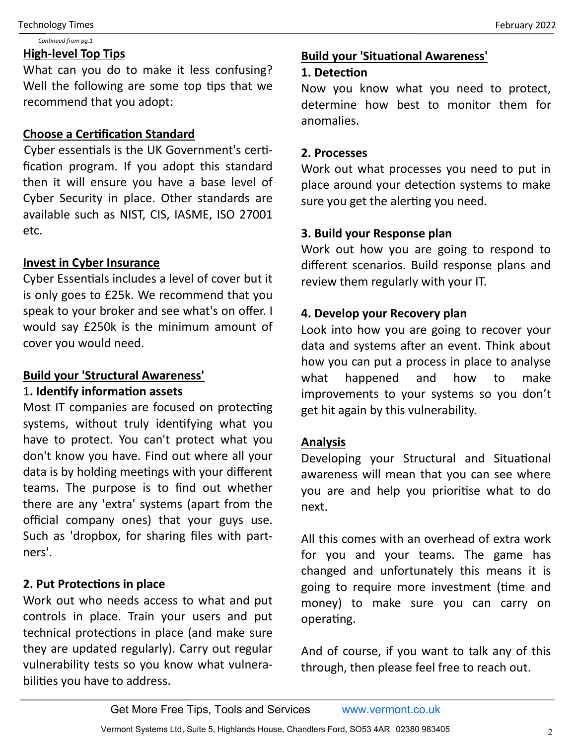*Continued from pg.1*

## High-level Top Tips

What can you do to make it less confusing? Well the following are some top tips that we recommend that you adopt:

## Choose a Certification Standard

Cyber essentials is the UK Government's certification program. If you adopt this standard then it will ensure you have a base level of Cyber Security in place. Other standards are available such as NIST, CIS, IASME, ISO 27001 etc.

## Invest in Cyber Insurance

Cyber Essentials includes a level of cover but it is only goes to £25k. We recommend that you speak to your broker and see what's on offer. I would say £250k is the minimum amount of cover you would need.

## Build your 'Structural Awareness'

### 1. Identify information assets

Most IT companies are focused on protecting systems, without truly identifying what you have to protect. You can't protect what you don't know you have. Find out where all your data is by holding meetings with your different teams. The purpose is to find out whether there are any 'extra' systems (apart from the official company ones) that your guys use. Such as 'dropbox, for sharing files with partners'.

### 2. Put Protections in place

Work out who needs access to what and put controls in place. Train your users and put technical protections in place (and make sure they are updated regularly). Carry out regular vulnerability tests so you know what vulnerabilities you have to address.

## Build your 'Situational Awareness'

### 1. Detection

Now you know what you need to protect, determine how best to monitor them for anomalies.

### 2. Processes

Work out what processes you need to put in place around your detection systems to make sure you get the alerting you need.

### 3. Build your Response plan

Work out how you are going to respond to different scenarios. Build response plans and review them regularly with your IT.

### 4. Develop your Recovery plan

Look into how you are going to recover your data and systems after an event. Think about how you can put a process in place to analyse what happened and how to make improvements to your systems so you don't get hit again by this vulnerability.

## Analysis

Developing your Structural and Situational awareness will mean that you can see where you are and help you prioritise what to do next.

All this comes with an overhead of extra work for you and your teams. The game has changed and unfortunately this means it is going to require more investment (time and money) to make sure you can carry on operating.

And of course, if you want to talk any of this through, then please feel free to reach out.

Get More Free Tips, Tools and Services www.vermont.co.uk

Vermont Systems Ltd, Suite 5, Highlands House, Chandlers Ford, SO53 4AR 02380 983405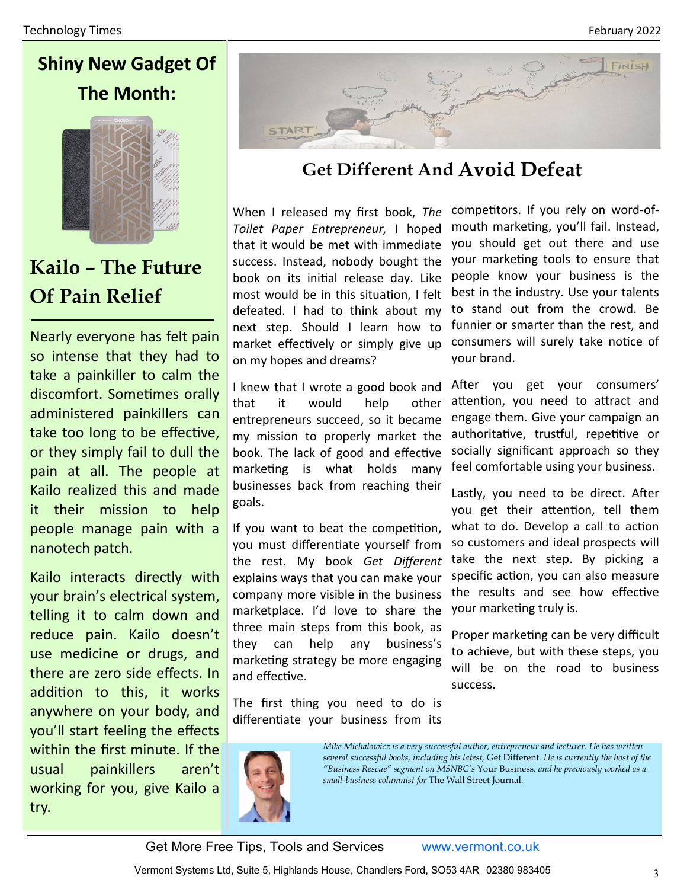## Shiny New Gadget Of The Month:

# Kailo – The Future Of Pain Relief

Nearly everyone has felt pain so intense that they had to take a painkiller to calm the discomfort. Sometimes orally administered painkillers can take too long to be effective, or they simply fail to dull the pain at all. The people at Kailo realized this and made it their mission to help people manage pain with a nanotech patch.

Kailo interacts directly with your brain's electrical system, telling it to calm down and reduce pain. Kailo doesn't use medicine or drugs, and there are zero side effects. In addition to this, it works anywhere on your body, and you'll start feeling the effects within the first minute. If the usual painkillers aren't working for you, give Kailo a try.

# Get Different And Avoid Defeat

When I released my first book, *The Toilet Paper Entrepreneur,* I hoped that it would be met with immediate success. Instead, nobody bought the book on its initial release day. Like most would be in this situation, I felt defeated. I had to think about my next step. Should I learn how to market effectively or simply give up on my hopes and dreams?

I knew that I wrote a good book and that it would help other entrepreneurs succeed, so it became my mission to properly market the book. The lack of good and effective marketing is what holds many businesses back from reaching their goals.

If you want to beat the competition, you must differentiate yourself from the rest. My book *Get Different* explains ways that you can make your company more visible in the business marketplace. I'd love to share the three main steps from this book, as they can help any business's marketing strategy be more engaging and effective.

The first thing you need to do is differentiate your business from its competitors. If you rely on word-of-mouth marketing, you'll fail. Instead, you should get out there and use your marketing tools to ensure that people know your business is the best in the industry. Use your talents to stand out from the crowd. Be funnier or smarter than the rest, and consumers will surely take notice of your brand.

After you get your consumers' attention, you need to attract and engage them. Give your campaign an authoritative, trustful, repetitive or socially significant approach so they feel comfortable using your business.

Lastly, you need to be direct. After you get their attention, tell them what to do. Develop a call to action so customers and ideal prospects will take the next step. By picking a specific action, you can also measure the results and see how effective your marketing truly is.

Proper marketing can be very difficult to achieve, but with these steps, you will be on the road to business success.

*Mike Michalowicz is a very successful author, entrepreneur and lecturer. He has written several successful books, including his latest,* Get Different. *He is currently the host of the "Business Rescue" segment on MSNBC's* Your Business, *and he previously worked as a small-business columnist for* The Wall Street Journal.

Get More Free Tips, Tools and Services www.vermont.co.uk

Vermont Systems Ltd, Suite 5, Highlands House, Chandlers Ford, SO53 4AR 02380 983405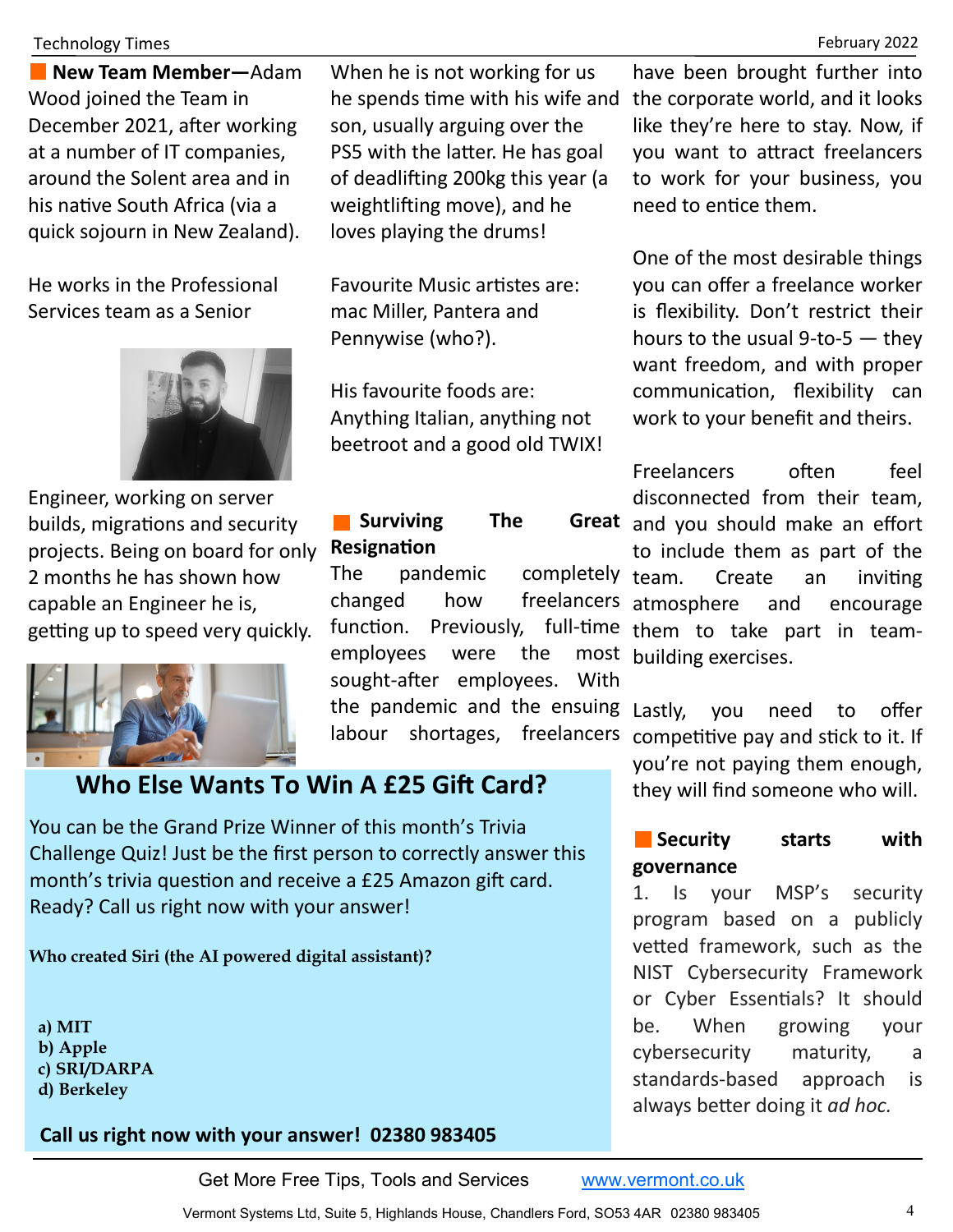## New Team Member—Adam Wood

**New Team Member—**Adam Wood joined the Team in December 2021, after working at a number of IT companies, around the Solent area and in his native South Africa (via a quick sojourn in New Zealand).

He works in the Professional Services team as a Senior Engineer, working on server builds, migrations and security projects. Being on board for only 2 months he has shown how capable an Engineer he is, getting up to speed very quickly.

When he is not working for us he spends time with his wife and son, usually arguing over the PS5 with the latter. He has goal of deadlifting 200kg this year (a weightlifting move), and he loves playing the drums!

Favourite Music artistes are: mac Miller, Pantera and Pennywise (who?).

His favourite foods are: Anything Italian, anything not beetroot and a good old TWIX!

## Surviving The Great Resignation

The pandemic completely changed how freelancers function. Previously, full-time employees were the most sought-after employees. With the pandemic and the ensuing labour shortages, freelancers have been brought further into the corporate world, and it looks like they're here to stay. Now, if you want to attract freelancers to work for your business, you need to entice them.

One of the most desirable things you can offer a freelance worker is flexibility. Don't restrict their hours to the usual 9-to-5 — they want freedom, and with proper communication, flexibility can work to your benefit and theirs.

Freelancers often feel disconnected from their team, and you should make an effort to include them as part of the team. Create an inviting atmosphere and encourage them to take part in team-building exercises.

Lastly, you need to offer competitive pay and stick to it. If you're not paying them enough, they will find someone who will.

## Security starts with governance

1. Is your MSP's security program based on a publicly vetted framework, such as the NIST Cybersecurity Framework or Cyber Essentials? It should be. When growing your cybersecurity maturity, a standards-based approach is always better doing it *ad hoc.*

## Who Else Wants To Win A £25 Gift Card?

You can be the Grand Prize Winner of this month's Trivia Challenge Quiz! Just be the first person to correctly answer this month's trivia question and receive a £25 Amazon gift card. Ready? Call us right now with your answer!

**Who created Siri (the AI powered digital assistant)?**

**a) MIT**
**b) Apple**
**c) SRI/DARPA**
**d) Berkeley**

**Call us right now with your answer! 02380 983405**

Get More Free Tips, Tools and Services www.vermont.co.uk

Vermont Systems Ltd, Suite 5, Highlands House, Chandlers Ford, SO53 4AR 02380 983405